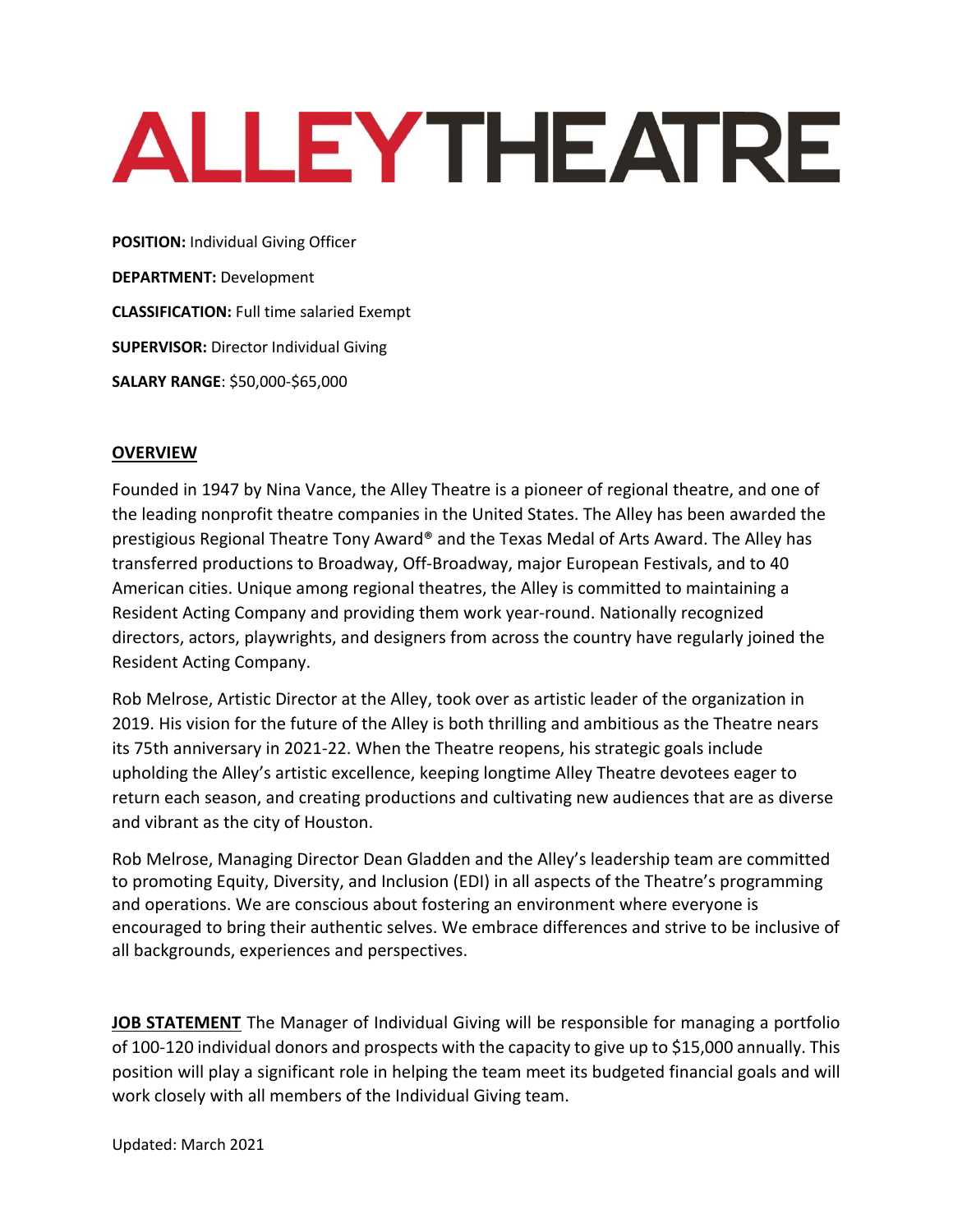# ALLEYTHEATRE

**POSITION:** Individual Giving Officer

**DEPARTMENT:** Development

**CLASSIFICATION:** Full time salaried Exempt

**SUPERVISOR:** Director Individual Giving

**SALARY RANGE**: $50,000-$65,000

## OVERVIEW

Founded in 1947 by Nina Vance, the Alley Theatre is a pioneer of regional theatre, and one of the leading nonprofit theatre companies in the United States. The Alley has been awarded the prestigious Regional Theatre Tony Award® and the Texas Medal of Arts Award. The Alley has transferred productions to Broadway, Off-Broadway, major European Festivals, and to 40 American cities. Unique among regional theatres, the Alley is committed to maintaining a Resident Acting Company and providing them work year-round. Nationally recognized directors, actors, playwrights, and designers from across the country have regularly joined the Resident Acting Company.

Rob Melrose, Artistic Director at the Alley, took over as artistic leader of the organization in 2019. His vision for the future of the Alley is both thrilling and ambitious as the Theatre nears its 75th anniversary in 2021-22. When the Theatre reopens, his strategic goals include upholding the Alley's artistic excellence, keeping longtime Alley Theatre devotees eager to return each season, and creating productions and cultivating new audiences that are as diverse and vibrant as the city of Houston.

Rob Melrose, Managing Director Dean Gladden and the Alley's leadership team are committed to promoting Equity, Diversity, and Inclusion (EDI) in all aspects of the Theatre's programming and operations. We are conscious about fostering an environment where everyone is encouraged to bring their authentic selves. We embrace differences and strive to be inclusive of all backgrounds, experiences and perspectives.

**JOB STATEMENT** The Manager of Individual Giving will be responsible for managing a portfolio of 100-120 individual donors and prospects with the capacity to give up to $15,000 annually. This position will play a significant role in helping the team meet its budgeted financial goals and will work closely with all members of the Individual Giving team.

Updated: March 2021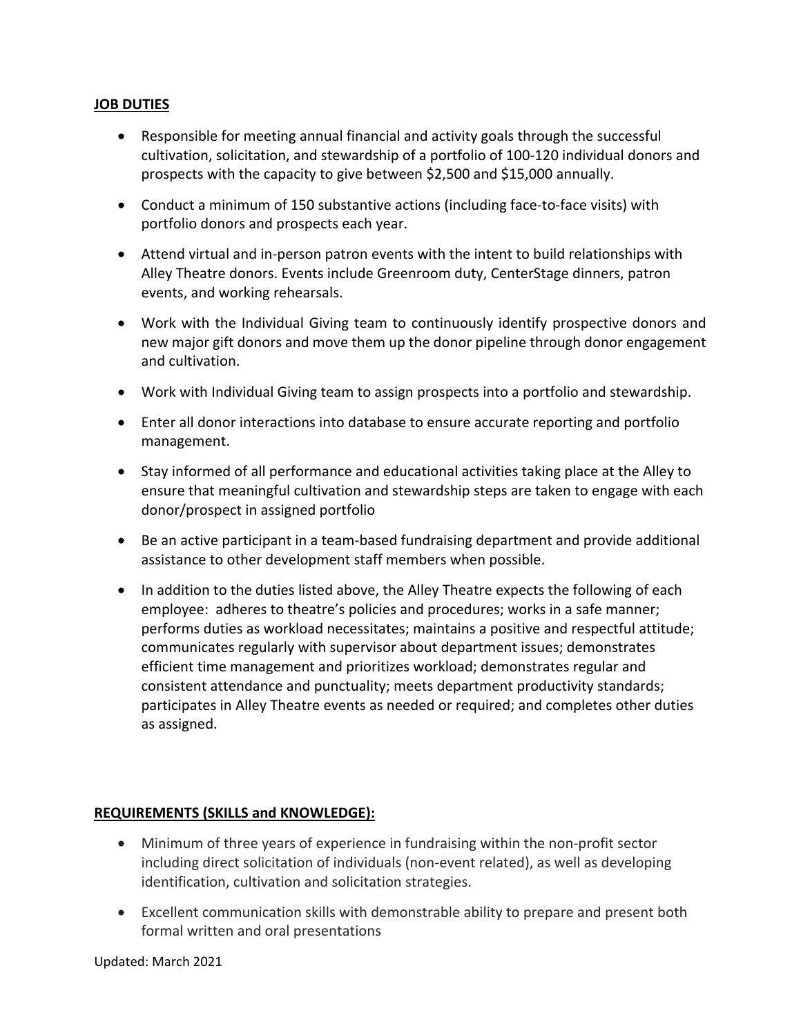## JOB DUTIES

- Responsible for meeting annual financial and activity goals through the successful cultivation, solicitation, and stewardship of a portfolio of 100-120 individual donors and prospects with the capacity to give between $2,500 and $15,000 annually.
- Conduct a minimum of 150 substantive actions (including face-to-face visits) with portfolio donors and prospects each year.
- Attend virtual and in-person patron events with the intent to build relationships with Alley Theatre donors. Events include Greenroom duty, CenterStage dinners, patron events, and working rehearsals.
- Work with the Individual Giving team to continuously identify prospective donors and new major gift donors and move them up the donor pipeline through donor engagement and cultivation.
- Work with Individual Giving team to assign prospects into a portfolio and stewardship.
- Enter all donor interactions into database to ensure accurate reporting and portfolio management.
- Stay informed of all performance and educational activities taking place at the Alley to ensure that meaningful cultivation and stewardship steps are taken to engage with each donor/prospect in assigned portfolio
- Be an active participant in a team-based fundraising department and provide additional assistance to other development staff members when possible.
- In addition to the duties listed above, the Alley Theatre expects the following of each employee: adheres to theatre's policies and procedures; works in a safe manner; performs duties as workload necessitates; maintains a positive and respectful attitude; communicates regularly with supervisor about department issues; demonstrates efficient time management and prioritizes workload; demonstrates regular and consistent attendance and punctuality; meets department productivity standards; participates in Alley Theatre events as needed or required; and completes other duties as assigned.

## REQUIREMENTS (SKILLS and KNOWLEDGE):

- Minimum of three years of experience in fundraising within the non-profit sector including direct solicitation of individuals (non-event related), as well as developing identification, cultivation and solicitation strategies.
- Excellent communication skills with demonstrable ability to prepare and present both formal written and oral presentations

Updated: March 2021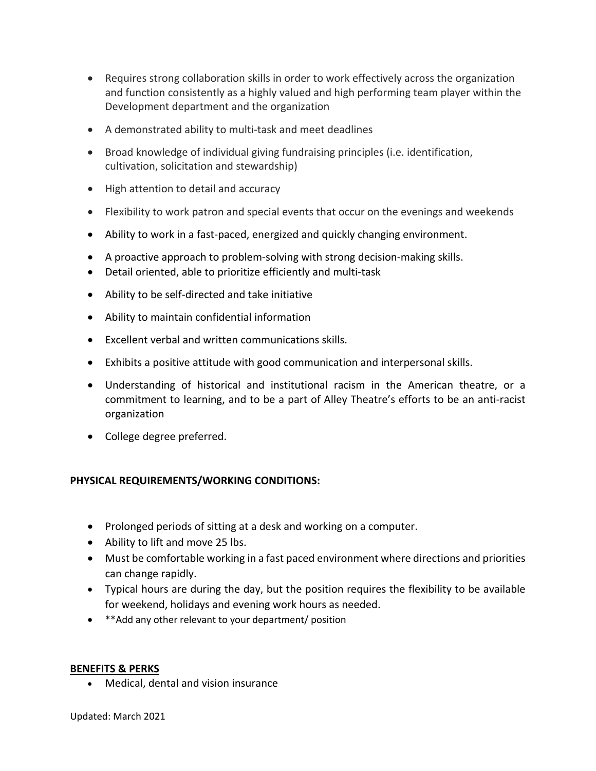- Requires strong collaboration skills in order to work effectively across the organization and function consistently as a highly valued and high performing team player within the Development department and the organization
- A demonstrated ability to multi-task and meet deadlines
- Broad knowledge of individual giving fundraising principles (i.e. identification, cultivation, solicitation and stewardship)
- High attention to detail and accuracy
- Flexibility to work patron and special events that occur on the evenings and weekends
- Ability to work in a fast-paced, energized and quickly changing environment.
- A proactive approach to problem-solving with strong decision-making skills.
- Detail oriented, able to prioritize efficiently and multi-task
- Ability to be self-directed and take initiative
- Ability to maintain confidential information
- Excellent verbal and written communications skills.
- Exhibits a positive attitude with good communication and interpersonal skills.
- Understanding of historical and institutional racism in the American theatre, or a commitment to learning, and to be a part of Alley Theatre's efforts to be an anti-racist organization
- College degree preferred.

**PHYSICAL REQUIREMENTS/WORKING CONDITIONS:**

- Prolonged periods of sitting at a desk and working on a computer.
- Ability to lift and move 25 lbs.
- Must be comfortable working in a fast paced environment where directions and priorities can change rapidly.
- Typical hours are during the day, but the position requires the flexibility to be available for weekend, holidays and evening work hours as needed.
- **Add any other relevant to your department/ position

**BENEFITS & PERKS**

- Medical, dental and vision insurance

Updated: March 2021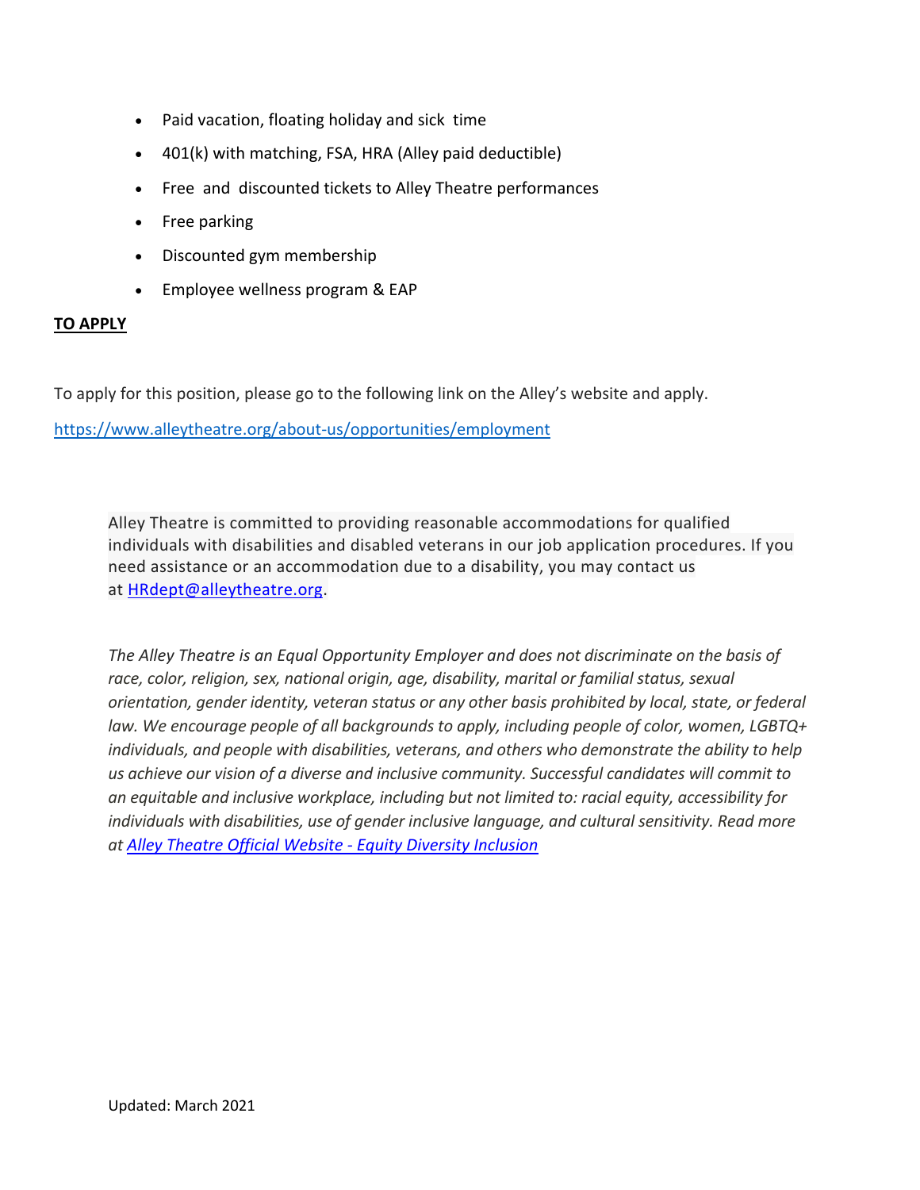- Paid vacation, floating holiday and sick time
- 401(k) with matching, FSA, HRA (Alley paid deductible)
- Free and discounted tickets to Alley Theatre performances
- Free parking
- Discounted gym membership
- Employee wellness program & EAP

**TO APPLY**

To apply for this position, please go to the following link on the Alley's website and apply.

https://www.alleytheatre.org/about-us/opportunities/employment

Alley Theatre is committed to providing reasonable accommodations for qualified individuals with disabilities and disabled veterans in our job application procedures. If you need assistance or an accommodation due to a disability, you may contact us at HRdept@alleytheatre.org.

*The Alley Theatre is an Equal Opportunity Employer and does not discriminate on the basis of race, color, religion, sex, national origin, age, disability, marital or familial status, sexual orientation, gender identity, veteran status or any other basis prohibited by local, state, or federal law. We encourage people of all backgrounds to apply, including people of color, women, LGBTQ+ individuals, and people with disabilities, veterans, and others who demonstrate the ability to help us achieve our vision of a diverse and inclusive community. Successful candidates will commit to an equitable and inclusive workplace, including but not limited to: racial equity, accessibility for individuals with disabilities, use of gender inclusive language, and cultural sensitivity. Read more at Alley Theatre Official Website - Equity Diversity Inclusion*

Updated: March 2021